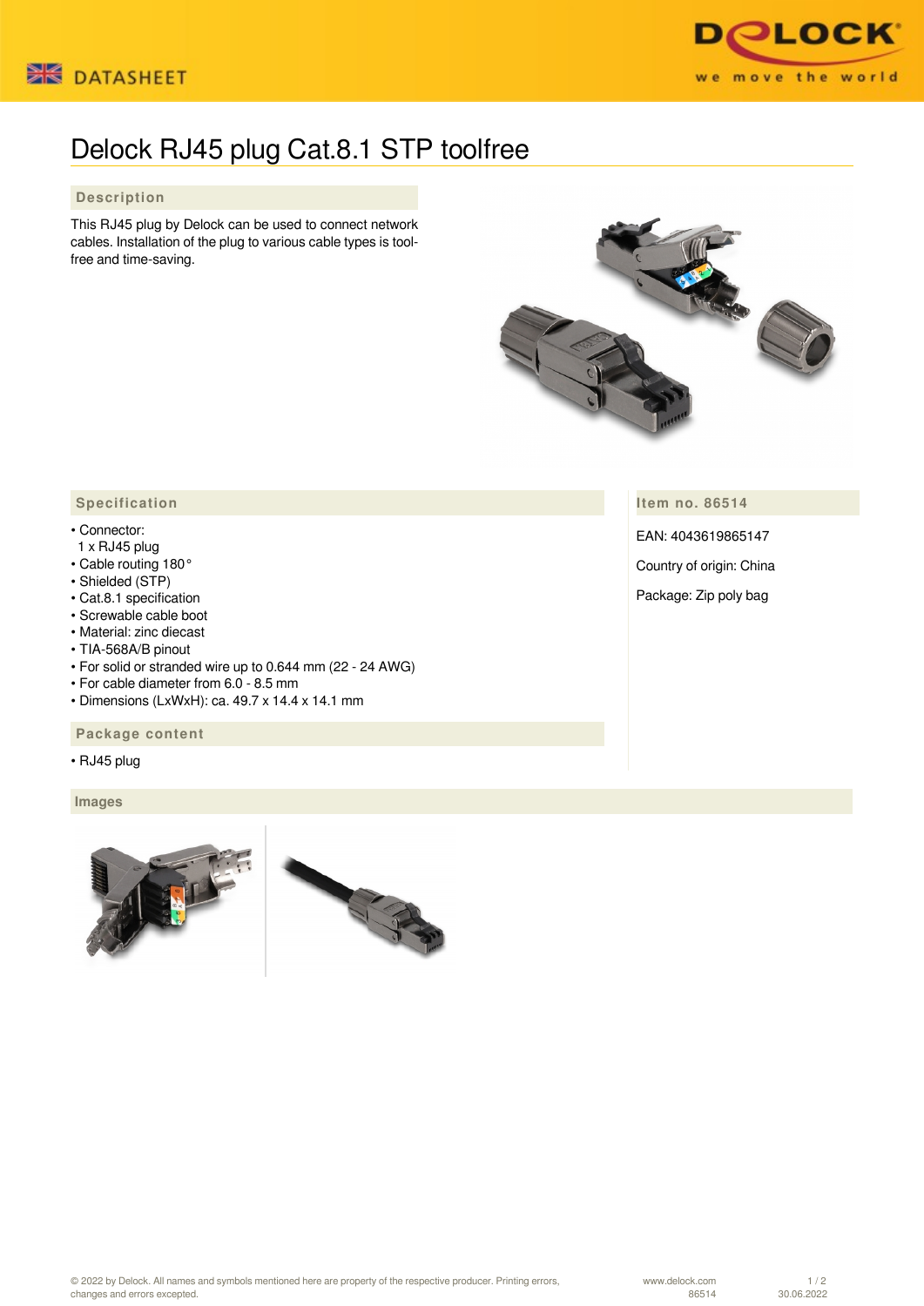DATASHEET

# Delock RJ45 plug Cat.8.1 STP toolfree

## Description

This RJ45 plug by Delock can be used to connect network cables. Installation of the plug to various cable types is tool-free and time-saving.

## Specification

- Connector:
  1 x RJ45 plug
- Cable routing 180°
- Shielded (STP)
- Cat.8.1 specification
- Screwable cable boot
- Material: zinc diecast
- TIA-568A/B pinout
- For solid or stranded wire up to 0.644 mm (22 - 24 AWG)
- For cable diameter from 6.0 - 8.5 mm
- Dimensions (LxWxH): ca. 49.7 x 14.4 x 14.1 mm

## Item no. 86514

EAN: 4043619865147

Country of origin: China

Package: Zip poly bag

## Package content

- RJ45 plug

## Images

© 2022 by Delock. All names and symbols mentioned here are property of the respective producer. Printing errors, changes and errors excepted.

www.delock.com
86514
30.06.2022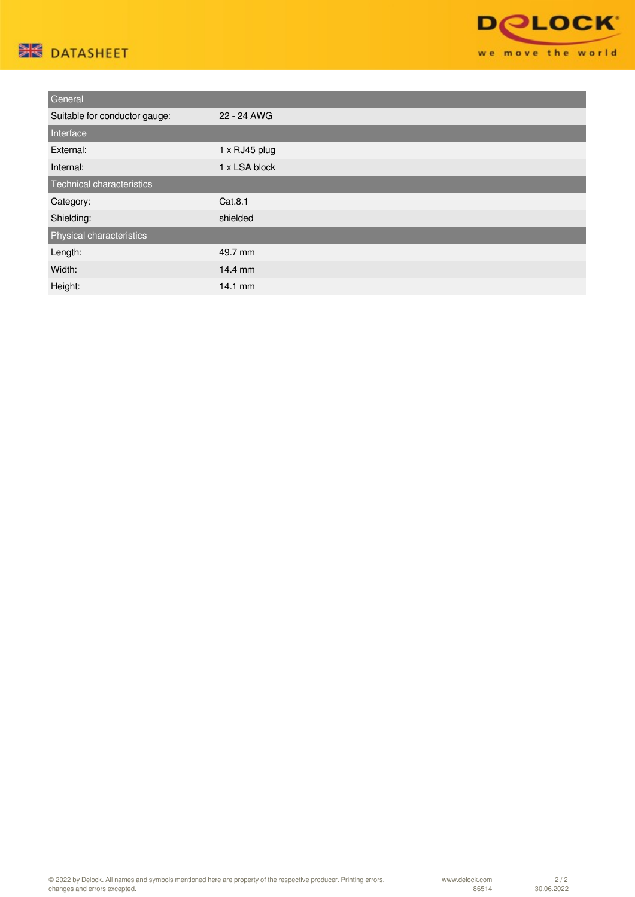| | |
|---|---|
| **General** | |
| Suitable for conductor gauge: | 22 - 24 AWG |
| **Interface** | |
| External: | 1 x RJ45 plug |
| Internal: | 1 x LSA block |
| **Technical characteristics** | |
| Category: | Cat.8.1 |
| Shielding: | shielded |
| **Physical characteristics** | |
| Length: | 49.7 mm |
| Width: | 14.4 mm |
| Height: | 14.1 mm |